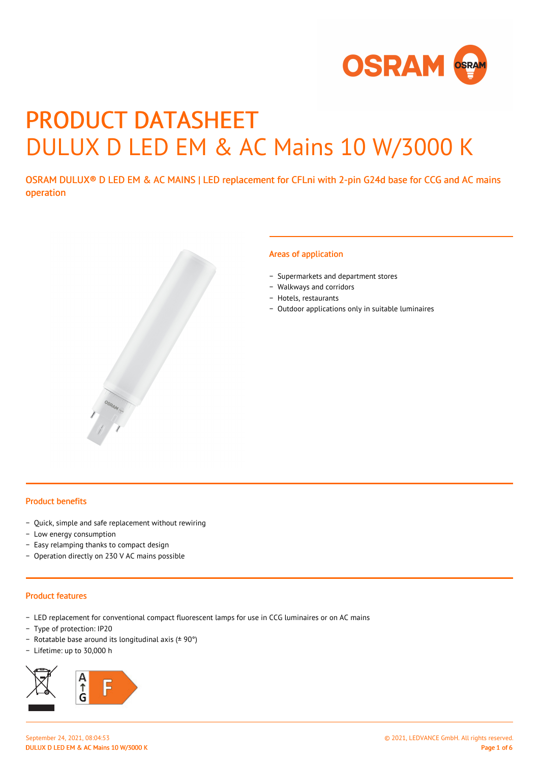# PRODUCT DATASHEET

# DULUX D LED EM & AC Mains 10 W/3000 K

OSRAM DULUX® D LED EM & AC MAINS | LED replacement for CFLni with 2-pin G24d base for CCG and AC mains operation

## Areas of application

- Supermarkets and department stores
- Walkways and corridors
- Hotels, restaurants
- Outdoor applications only in suitable luminaires

## Product benefits

- Quick, simple and safe replacement without rewiring
- Low energy consumption
- Easy relamping thanks to compact design
- Operation directly on 230 V AC mains possible

## Product features

- LED replacement for conventional compact fluorescent lamps for use in CCG luminaires or on AC mains
- Type of protection: IP20
- Rotatable base around its longitudinal axis (± 90°)
- Lifetime: up to 30,000 h

A ↑ G F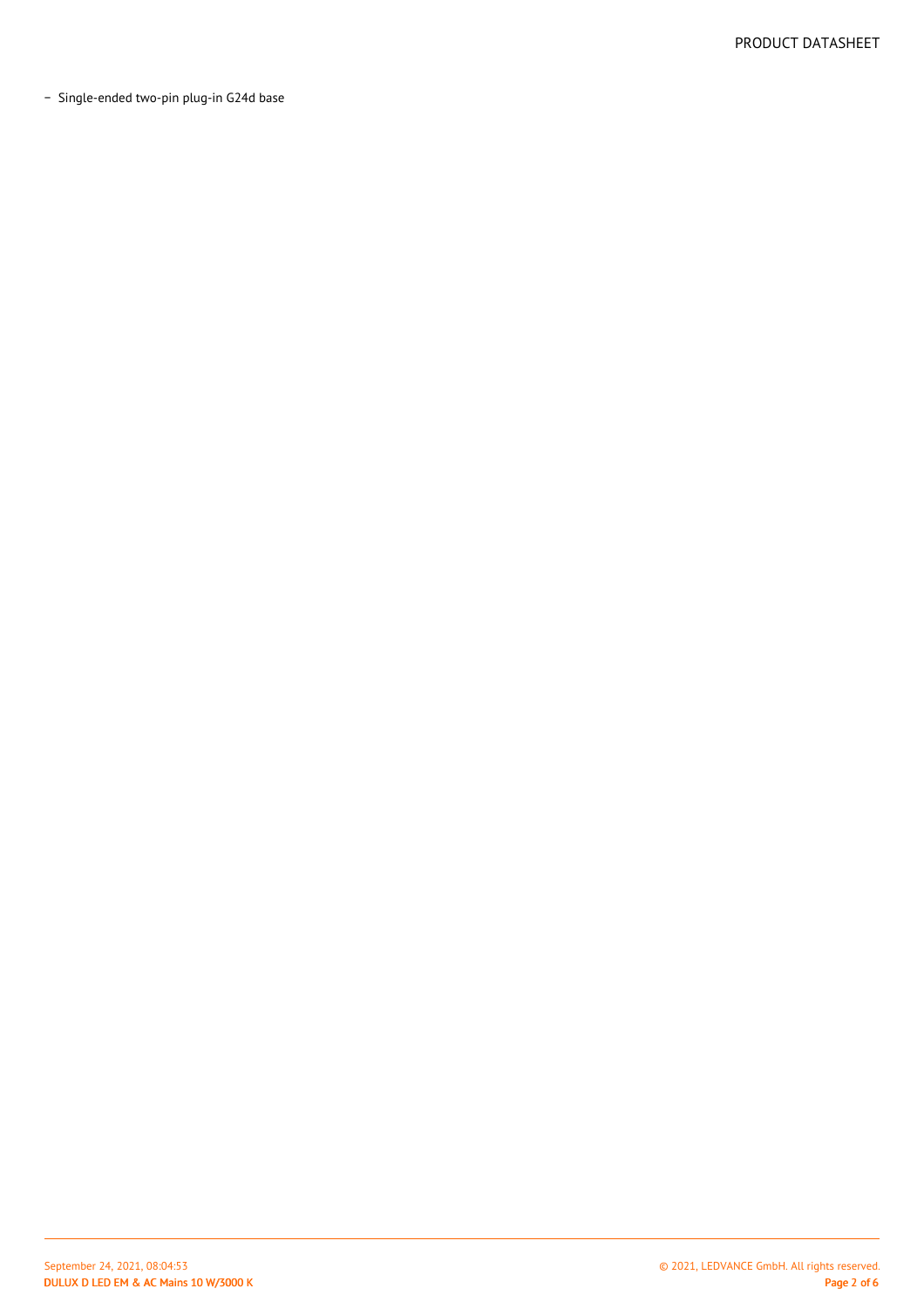- Single-ended two-pin plug-in G24d base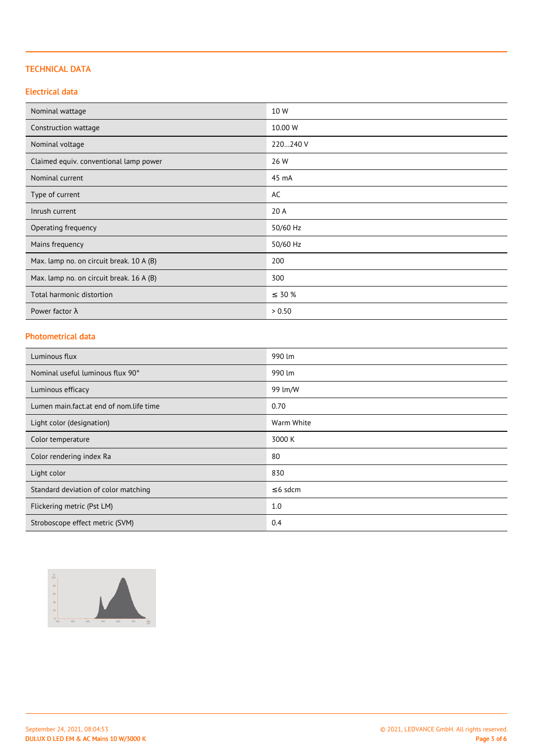## TECHNICAL DATA

### Electrical data

| | |
|---|---|
| Nominal wattage | 10 W |
| Construction wattage | 10.00 W |
| Nominal voltage | 220…240 V |
| Claimed equiv. conventional lamp power | 26 W |
| Nominal current | 45 mA |
| Type of current | AC |
| Inrush current | 20 A |
| Operating frequency | 50/60 Hz |
| Mains frequency | 50/60 Hz |
| Max. lamp no. on circuit break. 10 A (B) | 200 |
| Max. lamp no. on circuit break. 16 A (B) | 300 |
| Total harmonic distortion | ≤ 30 % |
| Power factor λ | > 0.50 |

### Photometrical data

| | |
|---|---|
| Luminous flux | 990 lm |
| Nominal useful luminous flux 90° | 990 lm |
| Luminous efficacy | 99 lm/W |
| Lumen main.fact.at end of nom.life time | 0.70 |
| Light color (designation) | Warm White |
| Color temperature | 3000 K |
| Color rendering index Ra | 80 |
| Light color | 830 |
| Standard deviation of color matching | ≤6 sdcm |
| Flickering metric (Pst LM) | 1.0 |
| Stroboscope effect metric (SVM) | 0.4 |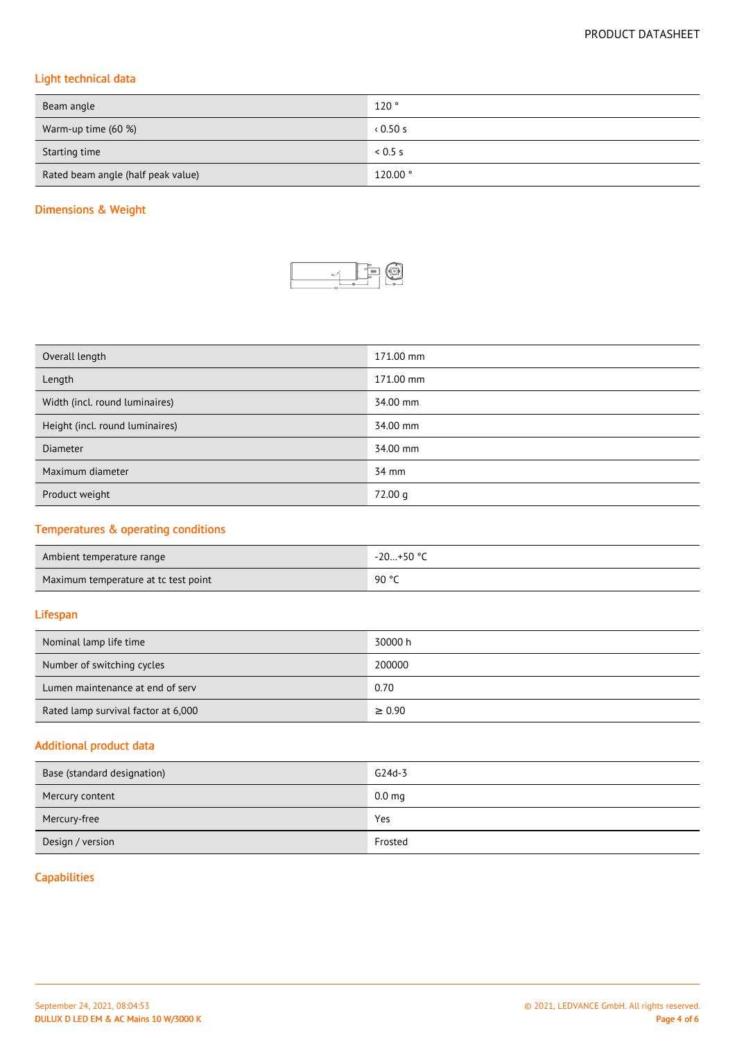## Light technical data

| Beam angle | 120 ° |
|---|---|
| Warm-up time (60 %) | ‹ 0.50 s |
| Starting time | < 0.5 s |
| Rated beam angle (half peak value) | 120.00 ° |

## Dimensions & Weight

| Overall length | 171.00 mm |
|---|---|
| Length | 171.00 mm |
| Width (incl. round luminaires) | 34.00 mm |
| Height (incl. round luminaires) | 34.00 mm |
| Diameter | 34.00 mm |
| Maximum diameter | 34 mm |
| Product weight | 72.00 g |

## Temperatures & operating conditions

| Ambient temperature range | -20…+50 °C |
|---|---|
| Maximum temperature at tc test point | 90 °C |

## Lifespan

| Nominal lamp life time | 30000 h |
|---|---|
| Number of switching cycles | 200000 |
| Lumen maintenance at end of serv | 0.70 |
| Rated lamp survival factor at 6,000 | ≥ 0.90 |

## Additional product data

| Base (standard designation) | G24d-3 |
|---|---|
| Mercury content | 0.0 mg |
| Mercury-free | Yes |
| Design / version | Frosted |

## Capabilities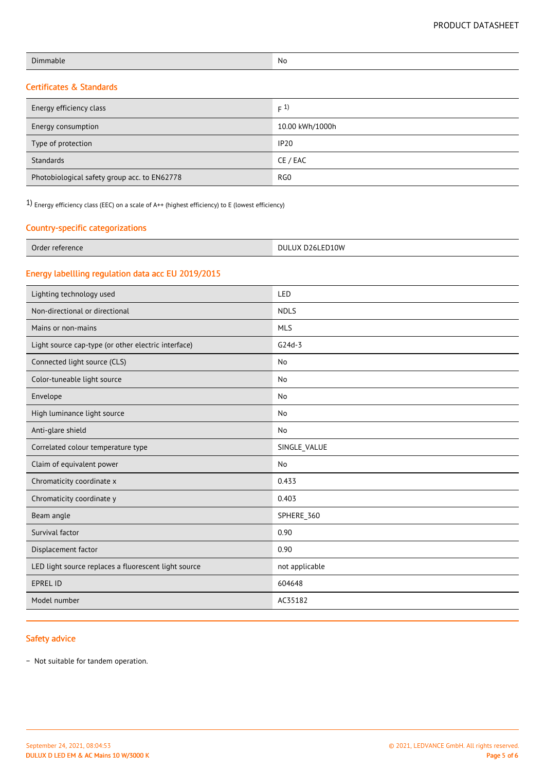| Dimmable | No |
|---|---|

## Certificates & Standards

| Energy efficiency class | F [1] |
|---|---|
| Energy consumption | 10.00 kWh/1000h |
| Type of protection | IP20 |
| Standards | CE / EAC |
| Photobiological safety group acc. to EN62778 | RG0 |

1) Energy efficiency class (EEC) on a scale of A++ (highest efficiency) to E (lowest efficiency)

## Country-specific categorizations

| Order reference | DULUX D26LED10W |
|---|---|

## Energy labellling regulation data acc EU 2019/2015

| Lighting technology used | LED |
|---|---|
| Non-directional or directional | NDLS |
| Mains or non-mains | MLS |
| Light source cap-type (or other electric interface) | G24d-3 |
| Connected light source (CLS) | No |
| Color-tuneable light source | No |
| Envelope | No |
| High luminance light source | No |
| Anti-glare shield | No |
| Correlated colour temperature type | SINGLE_VALUE |
| Claim of equivalent power | No |
| Chromaticity coordinate x | 0.433 |
| Chromaticity coordinate y | 0.403 |
| Beam angle | SPHERE_360 |
| Survival factor | 0.90 |
| Displacement factor | 0.90 |
| LED light source replaces a fluorescent light source | not applicable |
| EPREL ID | 604648 |
| Model number | AC35182 |

## Safety advice

- Not suitable for tandem operation.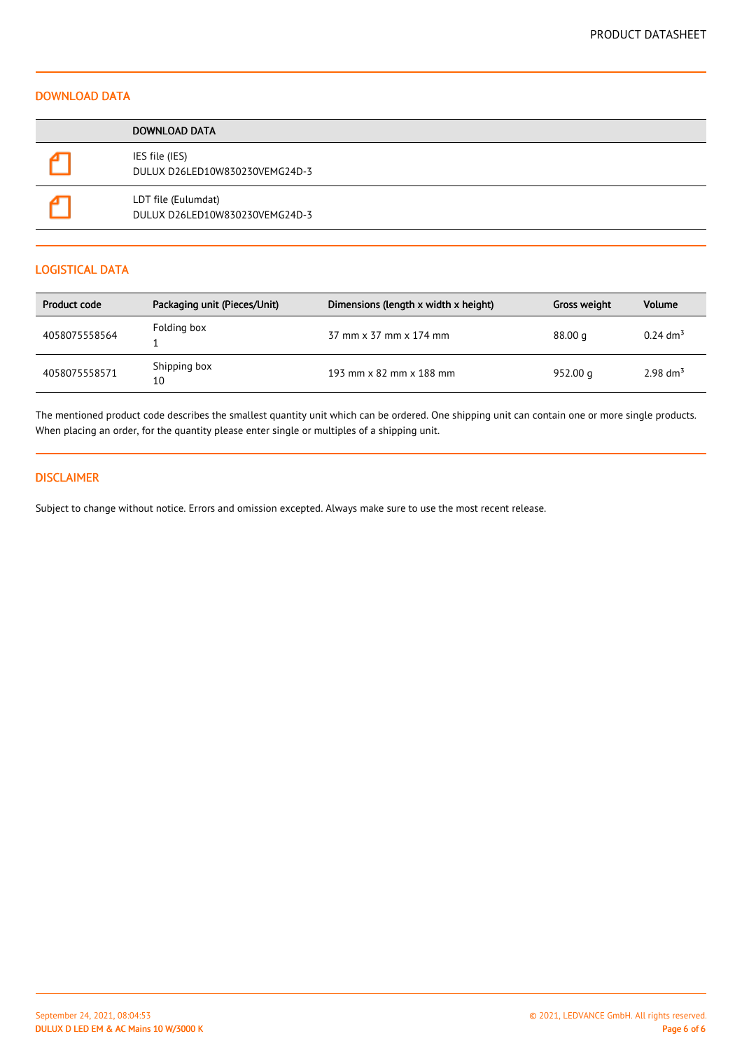## DOWNLOAD DATA

| | DOWNLOAD DATA |
|---|---|
| | IES file (IES)<br>DULUX D26LED10W830230VEMG24D-3 |
| | LDT file (Eulumdat)<br>DULUX D26LED10W830230VEMG24D-3 |

## LOGISTICAL DATA

| Product code | Packaging unit (Pieces/Unit) | Dimensions (length x width x height) | Gross weight | Volume |
|---|---|---|---|---|
| 4058075558564 | Folding box<br>1 | 37 mm x 37 mm x 174 mm | 88.00 g | 0.24 $dm^3$ |
| 4058075558571 | Shipping box<br>10 | 193 mm x 82 mm x 188 mm | 952.00 g | 2.98 $dm^3$ |

The mentioned product code describes the smallest quantity unit which can be ordered. One shipping unit can contain one or more single products. When placing an order, for the quantity please enter single or multiples of a shipping unit.

## DISCLAIMER

Subject to change without notice. Errors and omission excepted. Always make sure to use the most recent release.